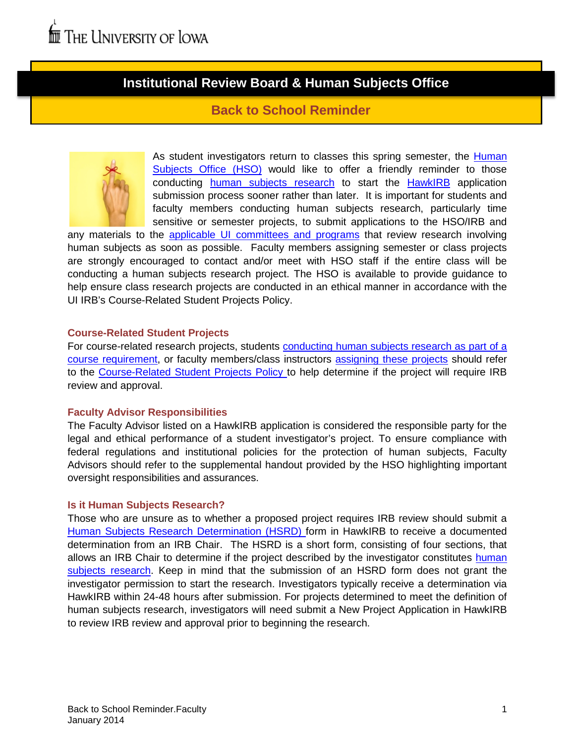The University of Iowa

# Institutional Review Board & Human Subjects Office

## Back to School Reminder

As student investigators return to classes this spring semester, the Human Subjects Office (HSO) would like to offer a friendly reminder to those conducting human subjects research to start the HawkIRB application submission process sooner rather than later. It is important for students and faculty members conducting human subjects research, particularly time sensitive or semester projects, to submit applications to the HSO/IRB and any materials to the applicable UI committees and programs that review research involving human subjects as soon as possible. Faculty members assigning semester or class projects are strongly encouraged to contact and/or meet with HSO staff if the entire class will be conducting a human subjects research project. The HSO is available to provide guidance to help ensure class research projects are conducted in an ethical manner in accordance with the UI IRB's Course-Related Student Projects Policy.

### Course-Related Student Projects

For course-related research projects, students conducting human subjects research as part of a course requirement, or faculty members/class instructors assigning these projects should refer to the Course-Related Student Projects Policy to help determine if the project will require IRB review and approval.

### Faculty Advisor Responsibilities

The Faculty Advisor listed on a HawkIRB application is considered the responsible party for the legal and ethical performance of a student investigator's project. To ensure compliance with federal regulations and institutional policies for the protection of human subjects, Faculty Advisors should refer to the supplemental handout provided by the HSO highlighting important oversight responsibilities and assurances.

### Is it Human Subjects Research?

Those who are unsure as to whether a proposed project requires IRB review should submit a Human Subjects Research Determination (HSRD) form in HawkIRB to receive a documented determination from an IRB Chair. The HSRD is a short form, consisting of four sections, that allows an IRB Chair to determine if the project described by the investigator constitutes human subjects research. Keep in mind that the submission of an HSRD form does not grant the investigator permission to start the research. Investigators typically receive a determination via HawkIRB within 24-48 hours after submission. For projects determined to meet the definition of human subjects research, investigators will need submit a New Project Application in HawkIRB to review IRB review and approval prior to beginning the research.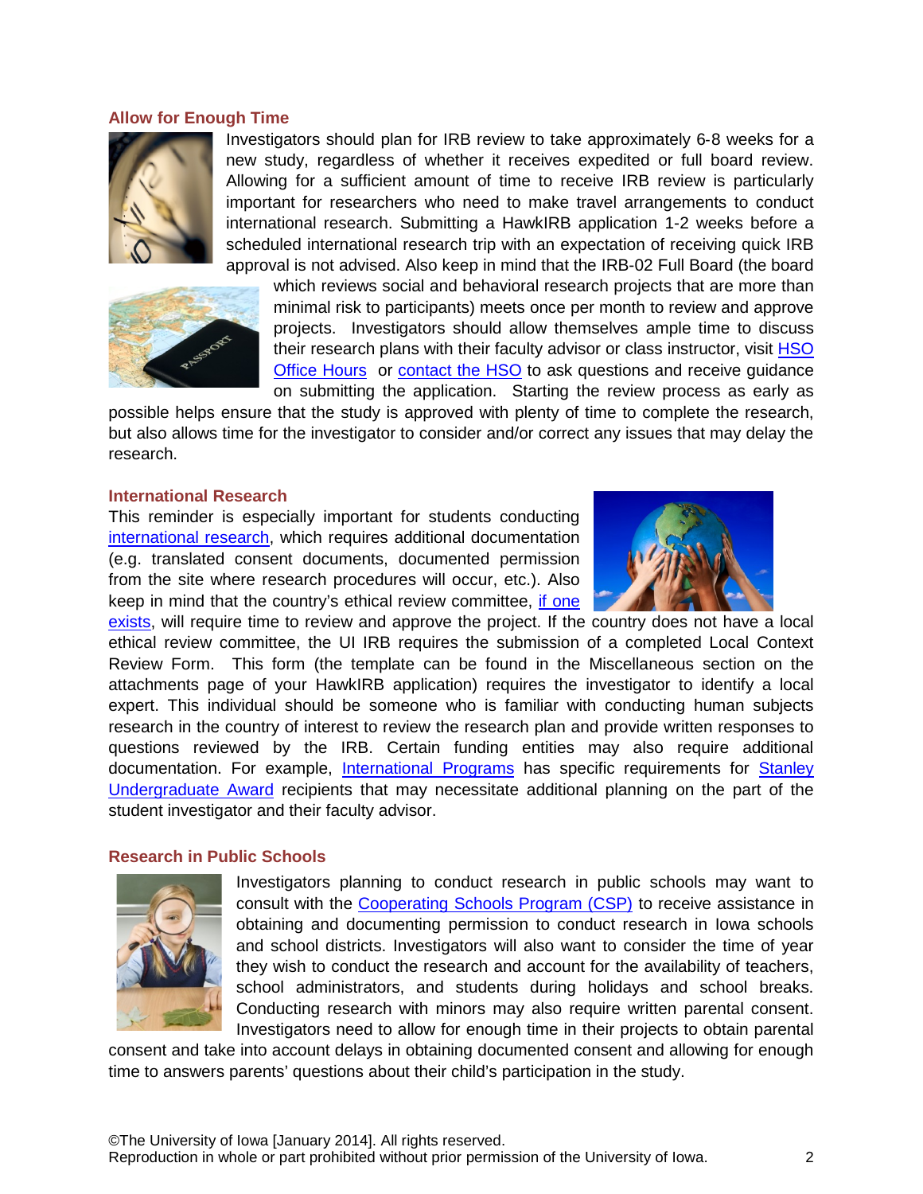## Allow for Enough Time

Investigators should plan for IRB review to take approximately 6-8 weeks for a new study, regardless of whether it receives expedited or full board review. Allowing for a sufficient amount of time to receive IRB review is particularly important for researchers who need to make travel arrangements to conduct international research. Submitting a HawkIRB application 1-2 weeks before a scheduled international research trip with an expectation of receiving quick IRB approval is not advised. Also keep in mind that the IRB-02 Full Board (the board which reviews social and behavioral research projects that are more than minimal risk to participants) meets once per month to review and approve projects. Investigators should allow themselves ample time to discuss their research plans with their faculty advisor or class instructor, visit HSO Office Hours or contact the HSO to ask questions and receive guidance on submitting the application. Starting the review process as early as possible helps ensure that the study is approved with plenty of time to complete the research, but also allows time for the investigator to consider and/or correct any issues that may delay the research.

## International Research

This reminder is especially important for students conducting international research, which requires additional documentation (e.g. translated consent documents, documented permission from the site where research procedures will occur, etc.). Also keep in mind that the country's ethical review committee, if one exists, will require time to review and approve the project. If the country does not have a local ethical review committee, the UI IRB requires the submission of a completed Local Context Review Form. This form (the template can be found in the Miscellaneous section on the attachments page of your HawkIRB application) requires the investigator to identify a local expert. This individual should be someone who is familiar with conducting human subjects research in the country of interest to review the research plan and provide written responses to questions reviewed by the IRB. Certain funding entities may also require additional documentation. For example, International Programs has specific requirements for Stanley Undergraduate Award recipients that may necessitate additional planning on the part of the student investigator and their faculty advisor.

## Research in Public Schools

Investigators planning to conduct research in public schools may want to consult with the Cooperating Schools Program (CSP) to receive assistance in obtaining and documenting permission to conduct research in Iowa schools and school districts. Investigators will also want to consider the time of year they wish to conduct the research and account for the availability of teachers, school administrators, and students during holidays and school breaks. Conducting research with minors may also require written parental consent. Investigators need to allow for enough time in their projects to obtain parental consent and take into account delays in obtaining documented consent and allowing for enough time to answers parents' questions about their child's participation in the study.

©The University of Iowa [January 2014]. All rights reserved.
Reproduction in whole or part prohibited without prior permission of the University of Iowa.